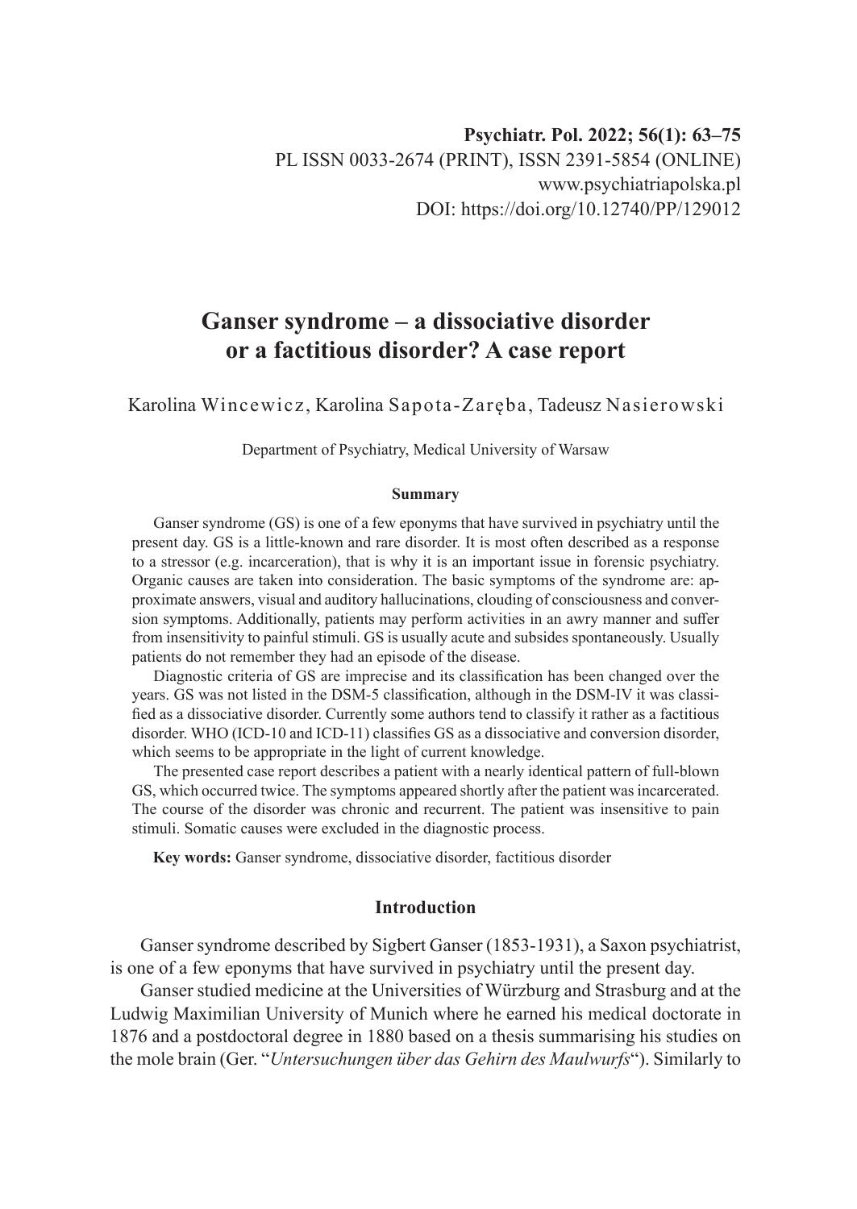# Ganser syndrome – a dissociative disorder or a factitious disorder? A case report

Karolina Wincewicz, Karolina Sapota-Zaręba, Tadeusz Nasierowski

Department of Psychiatry, Medical University of Warsaw

**Summary**

Ganser syndrome (GS) is one of a few eponyms that have survived in psychiatry until the present day. GS is a little-known and rare disorder. It is most often described as a response to a stressor (e.g. incarceration), that is why it is an important issue in forensic psychiatry. Organic causes are taken into consideration. The basic symptoms of the syndrome are: approximate answers, visual and auditory hallucinations, clouding of consciousness and conversion symptoms. Additionally, patients may perform activities in an awry manner and suffer from insensitivity to painful stimuli. GS is usually acute and subsides spontaneously. Usually patients do not remember they had an episode of the disease.

Diagnostic criteria of GS are imprecise and its classification has been changed over the years. GS was not listed in the DSM-5 classification, although in the DSM-IV it was classified as a dissociative disorder. Currently some authors tend to classify it rather as a factitious disorder. WHO (ICD-10 and ICD-11) classifies GS as a dissociative and conversion disorder, which seems to be appropriate in the light of current knowledge.

The presented case report describes a patient with a nearly identical pattern of full-blown GS, which occurred twice. The symptoms appeared shortly after the patient was incarcerated. The course of the disorder was chronic and recurrent. The patient was insensitive to pain stimuli. Somatic causes were excluded in the diagnostic process.

**Key words:** Ganser syndrome, dissociative disorder, factitious disorder

## Introduction

Ganser syndrome described by Sigbert Ganser (1853-1931), a Saxon psychiatrist, is one of a few eponyms that have survived in psychiatry until the present day.

Ganser studied medicine at the Universities of Würzburg and Strasburg and at the Ludwig Maximilian University of Munich where he earned his medical doctorate in 1876 and a postdoctoral degree in 1880 based on a thesis summarising his studies on the mole brain (Ger. "*Untersuchungen über das Gehirn des Maulwurfs*"). Similarly to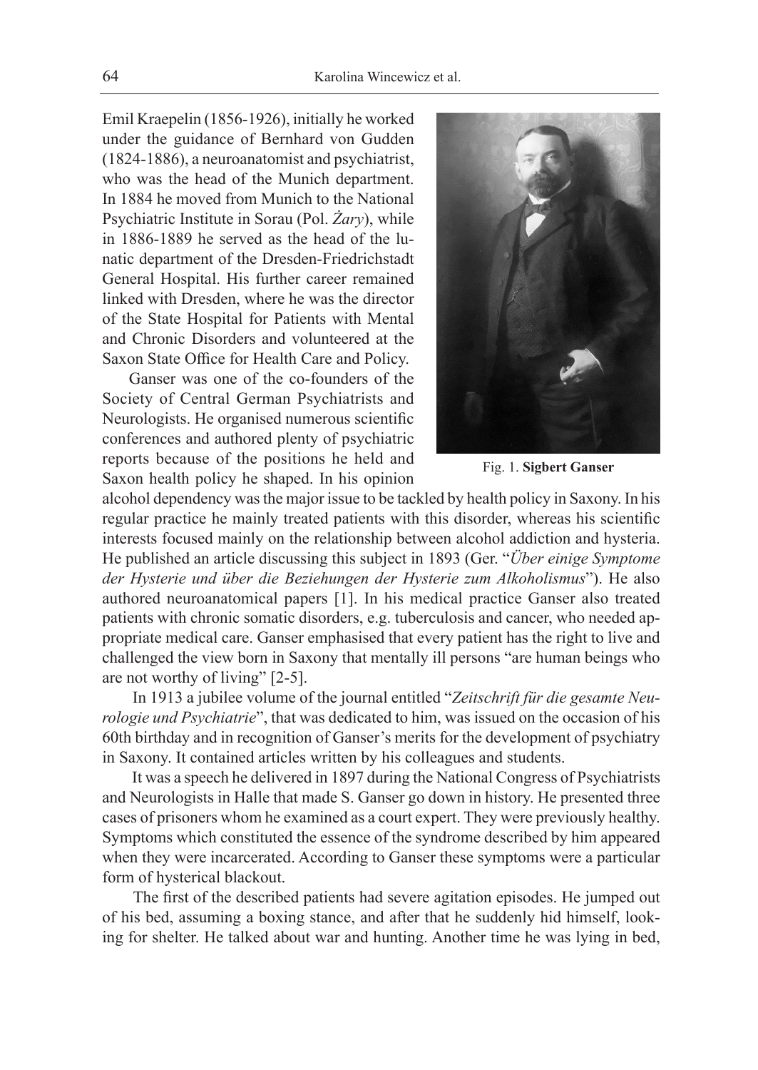Emil Kraepelin (1856-1926), initially he worked under the guidance of Bernhard von Gudden (1824-1886), a neuroanatomist and psychiatrist, who was the head of the Munich department. In 1884 he moved from Munich to the National Psychiatric Institute in Sorau (Pol. *Żary*), while in 1886-1889 he served as the head of the lunatic department of the Dresden-Friedrichstadt General Hospital. His further career remained linked with Dresden, where he was the director of the State Hospital for Patients with Mental and Chronic Disorders and volunteered at the Saxon State Office for Health Care and Policy.

Ganser was one of the co-founders of the Society of Central German Psychiatrists and Neurologists. He organised numerous scientific conferences and authored plenty of psychiatric reports because of the positions he held and Saxon health policy he shaped. In his opinion alcohol dependency was the major issue to be tackled by health policy in Saxony. In his regular practice he mainly treated patients with this disorder, whereas his scientific interests focused mainly on the relationship between alcohol addiction and hysteria. He published an article discussing this subject in 1893 (Ger. "*Über einige Symptome der Hysterie und über die Beziehungen der Hysterie zum Alkoholismus*"). He also authored neuroanatomical papers [1]. In his medical practice Ganser also treated patients with chronic somatic disorders, e.g. tuberculosis and cancer, who needed appropriate medical care. Ganser emphasised that every patient has the right to live and challenged the view born in Saxony that mentally ill persons "are human beings who are not worthy of living" [2-5].

Fig. 1. **Sigbert Ganser**

In 1913 a jubilee volume of the journal entitled "*Zeitschrift für die gesamte Neurologie und Psychiatrie*", that was dedicated to him, was issued on the occasion of his 60th birthday and in recognition of Ganser's merits for the development of psychiatry in Saxony. It contained articles written by his colleagues and students.

It was a speech he delivered in 1897 during the National Congress of Psychiatrists and Neurologists in Halle that made S. Ganser go down in history. He presented three cases of prisoners whom he examined as a court expert. They were previously healthy. Symptoms which constituted the essence of the syndrome described by him appeared when they were incarcerated. According to Ganser these symptoms were a particular form of hysterical blackout.

The first of the described patients had severe agitation episodes. He jumped out of his bed, assuming a boxing stance, and after that he suddenly hid himself, looking for shelter. He talked about war and hunting. Another time he was lying in bed,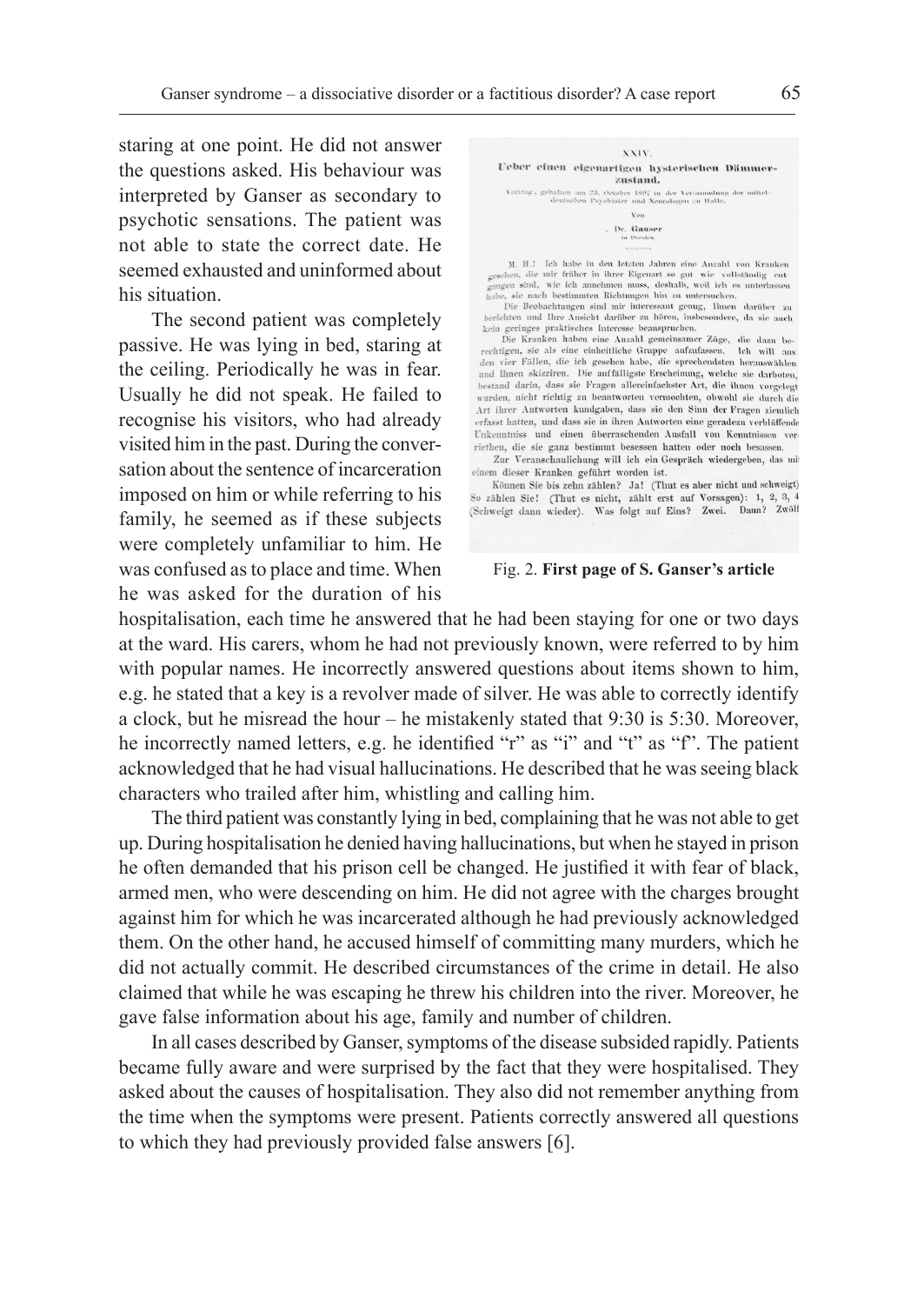staring at one point. He did not answer the questions asked. His behaviour was interpreted by Ganser as secondary to psychotic sensations. The patient was not able to state the correct date. He seemed exhausted and uninformed about his situation.

The second patient was completely passive. He was lying in bed, staring at the ceiling. Periodically he was in fear. Usually he did not speak. He failed to recognise his visitors, who had already visited him in the past. During the conversation about the sentence of incarceration imposed on him or while referring to his family, he seemed as if these subjects were completely unfamiliar to him. He was confused as to place and time. When he was asked for the duration of his hospitalisation, each time he answered that he had been staying for one or two days at the ward. His carers, whom he had not previously known, were referred to by him with popular names. He incorrectly answered questions about items shown to him, e.g. he stated that a key is a revolver made of silver. He was able to correctly identify a clock, but he misread the hour – he mistakenly stated that 9:30 is 5:30. Moreover, he incorrectly named letters, e.g. he identified "r" as "i" and "t" as "f". The patient acknowledged that he had visual hallucinations. He described that he was seeing black characters who trailed after him, whistling and calling him.

Fig. 2. **First page of S. Ganser's article**

The third patient was constantly lying in bed, complaining that he was not able to get up. During hospitalisation he denied having hallucinations, but when he stayed in prison he often demanded that his prison cell be changed. He justified it with fear of black, armed men, who were descending on him. He did not agree with the charges brought against him for which he was incarcerated although he had previously acknowledged them. On the other hand, he accused himself of committing many murders, which he did not actually commit. He described circumstances of the crime in detail. He also claimed that while he was escaping he threw his children into the river. Moreover, he gave false information about his age, family and number of children.

In all cases described by Ganser, symptoms of the disease subsided rapidly. Patients became fully aware and were surprised by the fact that they were hospitalised. They asked about the causes of hospitalisation. They also did not remember anything from the time when the symptoms were present. Patients correctly answered all questions to which they had previously provided false answers [6].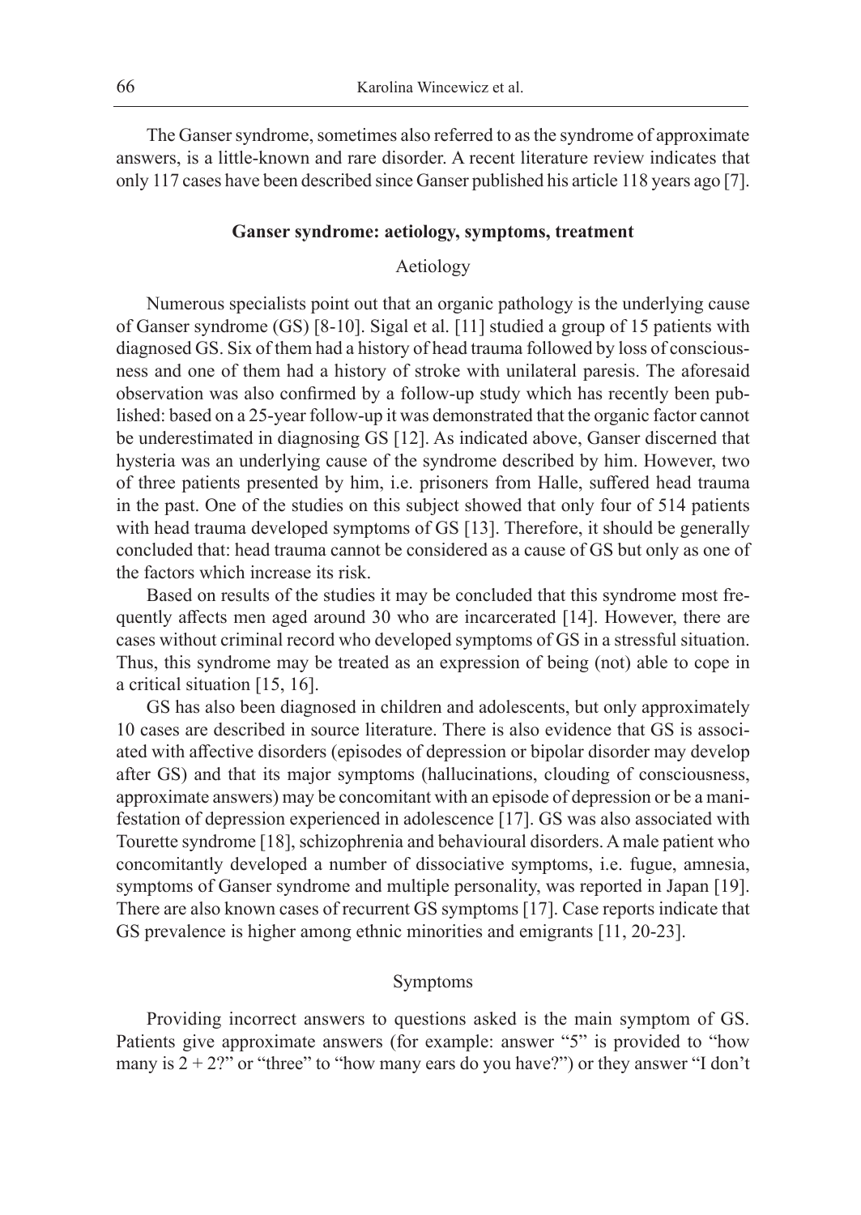The Ganser syndrome, sometimes also referred to as the syndrome of approximate answers, is a little-known and rare disorder. A recent literature review indicates that only 117 cases have been described since Ganser published his article 118 years ago [7].

## Ganser syndrome: aetiology, symptoms, treatment

### Aetiology

Numerous specialists point out that an organic pathology is the underlying cause of Ganser syndrome (GS) [8-10]. Sigal et al. [11] studied a group of 15 patients with diagnosed GS. Six of them had a history of head trauma followed by loss of consciousness and one of them had a history of stroke with unilateral paresis. The aforesaid observation was also confirmed by a follow-up study which has recently been published: based on a 25-year follow-up it was demonstrated that the organic factor cannot be underestimated in diagnosing GS [12]. As indicated above, Ganser discerned that hysteria was an underlying cause of the syndrome described by him. However, two of three patients presented by him, i.e. prisoners from Halle, suffered head trauma in the past. One of the studies on this subject showed that only four of 514 patients with head trauma developed symptoms of GS [13]. Therefore, it should be generally concluded that: head trauma cannot be considered as a cause of GS but only as one of the factors which increase its risk.

Based on results of the studies it may be concluded that this syndrome most frequently affects men aged around 30 who are incarcerated [14]. However, there are cases without criminal record who developed symptoms of GS in a stressful situation. Thus, this syndrome may be treated as an expression of being (not) able to cope in a critical situation [15, 16].

GS has also been diagnosed in children and adolescents, but only approximately 10 cases are described in source literature. There is also evidence that GS is associated with affective disorders (episodes of depression or bipolar disorder may develop after GS) and that its major symptoms (hallucinations, clouding of consciousness, approximate answers) may be concomitant with an episode of depression or be a manifestation of depression experienced in adolescence [17]. GS was also associated with Tourette syndrome [18], schizophrenia and behavioural disorders. A male patient who concomitantly developed a number of dissociative symptoms, i.e. fugue, amnesia, symptoms of Ganser syndrome and multiple personality, was reported in Japan [19]. There are also known cases of recurrent GS symptoms [17]. Case reports indicate that GS prevalence is higher among ethnic minorities and emigrants [11, 20-23].

### Symptoms

Providing incorrect answers to questions asked is the main symptom of GS. Patients give approximate answers (for example: answer "5" is provided to "how many is 2 + 2?" or "three" to "how many ears do you have?") or they answer "I don't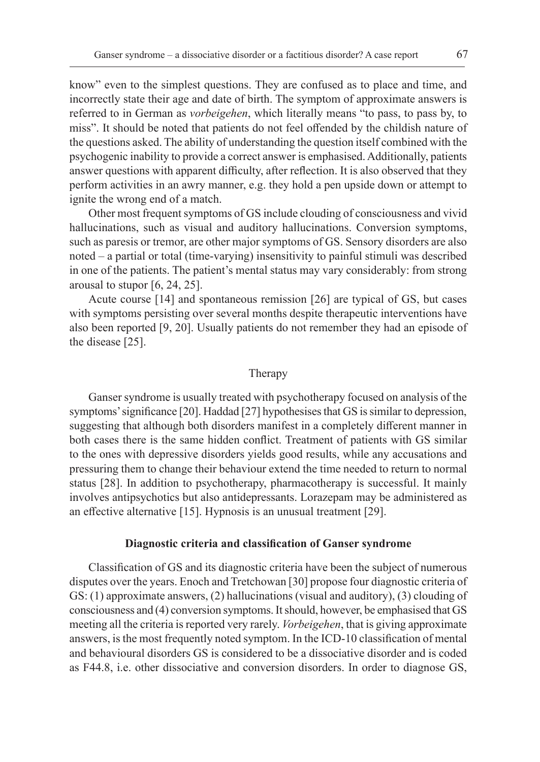know" even to the simplest questions. They are confused as to place and time, and incorrectly state their age and date of birth. The symptom of approximate answers is referred to in German as *vorbeigehen*, which literally means "to pass, to pass by, to miss". It should be noted that patients do not feel offended by the childish nature of the questions asked. The ability of understanding the question itself combined with the psychogenic inability to provide a correct answer is emphasised. Additionally, patients answer questions with apparent difficulty, after reflection. It is also observed that they perform activities in an awry manner, e.g. they hold a pen upside down or attempt to ignite the wrong end of a match.

Other most frequent symptoms of GS include clouding of consciousness and vivid hallucinations, such as visual and auditory hallucinations. Conversion symptoms, such as paresis or tremor, are other major symptoms of GS. Sensory disorders are also noted – a partial or total (time-varying) insensitivity to painful stimuli was described in one of the patients. The patient's mental status may vary considerably: from strong arousal to stupor [6, 24, 25].

Acute course [14] and spontaneous remission [26] are typical of GS, but cases with symptoms persisting over several months despite therapeutic interventions have also been reported [9, 20]. Usually patients do not remember they had an episode of the disease [25].

### Therapy

Ganser syndrome is usually treated with psychotherapy focused on analysis of the symptoms' significance [20]. Haddad [27] hypothesises that GS is similar to depression, suggesting that although both disorders manifest in a completely different manner in both cases there is the same hidden conflict. Treatment of patients with GS similar to the ones with depressive disorders yields good results, while any accusations and pressuring them to change their behaviour extend the time needed to return to normal status [28]. In addition to psychotherapy, pharmacotherapy is successful. It mainly involves antipsychotics but also antidepressants. Lorazepam may be administered as an effective alternative [15]. Hypnosis is an unusual treatment [29].

## Diagnostic criteria and classification of Ganser syndrome

Classification of GS and its diagnostic criteria have been the subject of numerous disputes over the years. Enoch and Tretchowan [30] propose four diagnostic criteria of GS: (1) approximate answers, (2) hallucinations (visual and auditory), (3) clouding of consciousness and (4) conversion symptoms. It should, however, be emphasised that GS meeting all the criteria is reported very rarely. *Vorbeigehen*, that is giving approximate answers, is the most frequently noted symptom. In the ICD-10 classification of mental and behavioural disorders GS is considered to be a dissociative disorder and is coded as F44.8, i.e. other dissociative and conversion disorders. In order to diagnose GS,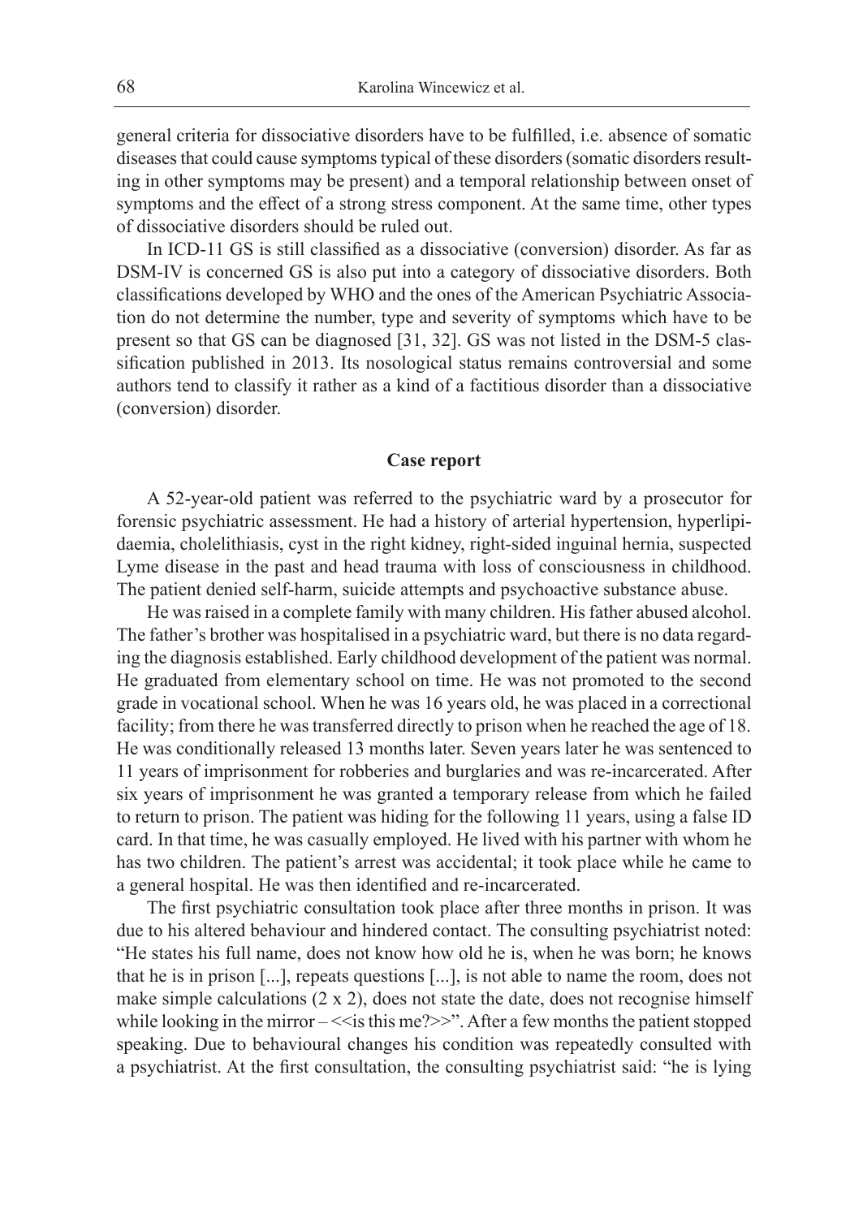general criteria for dissociative disorders have to be fulfilled, i.e. absence of somatic diseases that could cause symptoms typical of these disorders (somatic disorders resulting in other symptoms may be present) and a temporal relationship between onset of symptoms and the effect of a strong stress component. At the same time, other types of dissociative disorders should be ruled out.

In ICD-11 GS is still classified as a dissociative (conversion) disorder. As far as DSM-IV is concerned GS is also put into a category of dissociative disorders. Both classifications developed by WHO and the ones of the American Psychiatric Association do not determine the number, type and severity of symptoms which have to be present so that GS can be diagnosed [31, 32]. GS was not listed in the DSM-5 classification published in 2013. Its nosological status remains controversial and some authors tend to classify it rather as a kind of a factitious disorder than a dissociative (conversion) disorder.

## Case report

A 52-year-old patient was referred to the psychiatric ward by a prosecutor for forensic psychiatric assessment. He had a history of arterial hypertension, hyperlipidaemia, cholelithiasis, cyst in the right kidney, right-sided inguinal hernia, suspected Lyme disease in the past and head trauma with loss of consciousness in childhood. The patient denied self-harm, suicide attempts and psychoactive substance abuse.

He was raised in a complete family with many children. His father abused alcohol. The father's brother was hospitalised in a psychiatric ward, but there is no data regarding the diagnosis established. Early childhood development of the patient was normal. He graduated from elementary school on time. He was not promoted to the second grade in vocational school. When he was 16 years old, he was placed in a correctional facility; from there he was transferred directly to prison when he reached the age of 18. He was conditionally released 13 months later. Seven years later he was sentenced to 11 years of imprisonment for robberies and burglaries and was re-incarcerated. After six years of imprisonment he was granted a temporary release from which he failed to return to prison. The patient was hiding for the following 11 years, using a false ID card. In that time, he was casually employed. He lived with his partner with whom he has two children. The patient's arrest was accidental; it took place while he came to a general hospital. He was then identified and re-incarcerated.

The first psychiatric consultation took place after three months in prison. It was due to his altered behaviour and hindered contact. The consulting psychiatrist noted: "He states his full name, does not know how old he is, when he was born; he knows that he is in prison [...], repeats questions [...], is not able to name the room, does not make simple calculations (2 x 2), does not state the date, does not recognise himself while looking in the mirror – <<is this me?>>". After a few months the patient stopped speaking. Due to behavioural changes his condition was repeatedly consulted with a psychiatrist. At the first consultation, the consulting psychiatrist said: "he is lying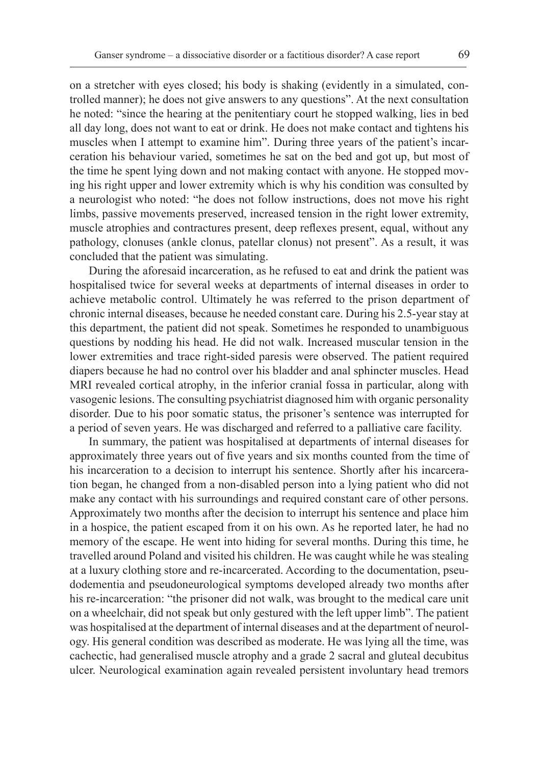on a stretcher with eyes closed; his body is shaking (evidently in a simulated, controlled manner); he does not give answers to any questions". At the next consultation he noted: "since the hearing at the penitentiary court he stopped walking, lies in bed all day long, does not want to eat or drink. He does not make contact and tightens his muscles when I attempt to examine him". During three years of the patient's incarceration his behaviour varied, sometimes he sat on the bed and got up, but most of the time he spent lying down and not making contact with anyone. He stopped moving his right upper and lower extremity which is why his condition was consulted by a neurologist who noted: "he does not follow instructions, does not move his right limbs, passive movements preserved, increased tension in the right lower extremity, muscle atrophies and contractures present, deep reflexes present, equal, without any pathology, clonuses (ankle clonus, patellar clonus) not present". As a result, it was concluded that the patient was simulating.

During the aforesaid incarceration, as he refused to eat and drink the patient was hospitalised twice for several weeks at departments of internal diseases in order to achieve metabolic control. Ultimately he was referred to the prison department of chronic internal diseases, because he needed constant care. During his 2.5-year stay at this department, the patient did not speak. Sometimes he responded to unambiguous questions by nodding his head. He did not walk. Increased muscular tension in the lower extremities and trace right-sided paresis were observed. The patient required diapers because he had no control over his bladder and anal sphincter muscles. Head MRI revealed cortical atrophy, in the inferior cranial fossa in particular, along with vasogenic lesions. The consulting psychiatrist diagnosed him with organic personality disorder. Due to his poor somatic status, the prisoner's sentence was interrupted for a period of seven years. He was discharged and referred to a palliative care facility.

In summary, the patient was hospitalised at departments of internal diseases for approximately three years out of five years and six months counted from the time of his incarceration to a decision to interrupt his sentence. Shortly after his incarceration began, he changed from a non-disabled person into a lying patient who did not make any contact with his surroundings and required constant care of other persons. Approximately two months after the decision to interrupt his sentence and place him in a hospice, the patient escaped from it on his own. As he reported later, he had no memory of the escape. He went into hiding for several months. During this time, he travelled around Poland and visited his children. He was caught while he was stealing at a luxury clothing store and re-incarcerated. According to the documentation, pseudodementia and pseudoneurological symptoms developed already two months after his re-incarceration: "the prisoner did not walk, was brought to the medical care unit on a wheelchair, did not speak but only gestured with the left upper limb". The patient was hospitalised at the department of internal diseases and at the department of neurology. His general condition was described as moderate. He was lying all the time, was cachectic, had generalised muscle atrophy and a grade 2 sacral and gluteal decubitus ulcer. Neurological examination again revealed persistent involuntary head tremors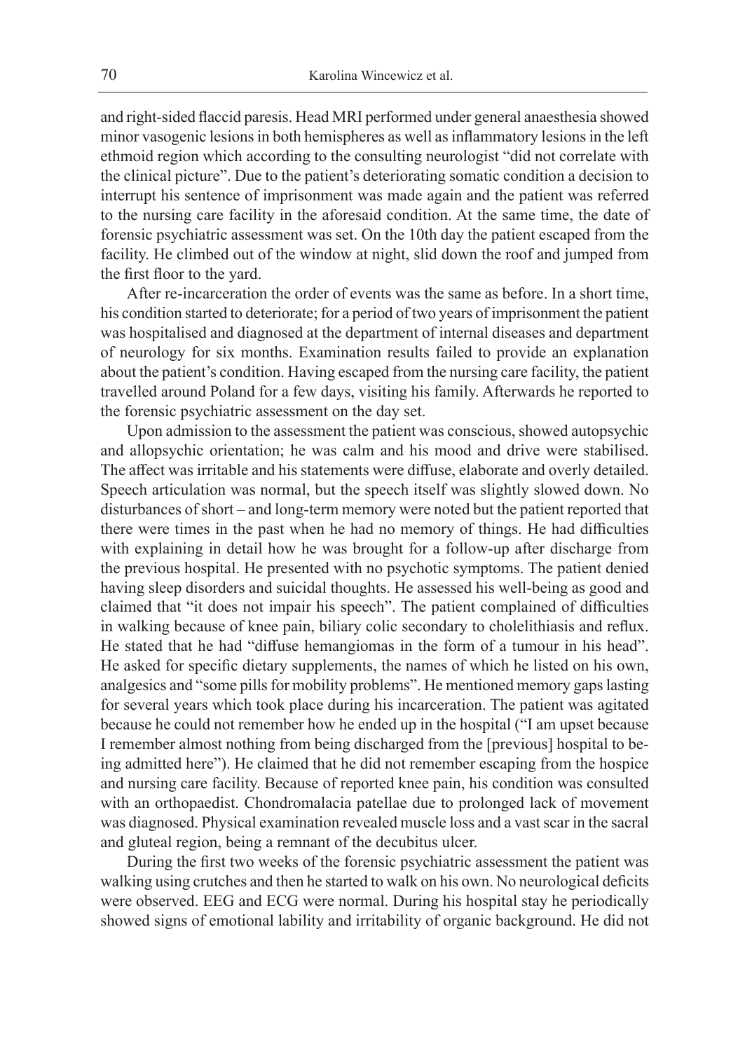and right-sided flaccid paresis. Head MRI performed under general anaesthesia showed minor vasogenic lesions in both hemispheres as well as inflammatory lesions in the left ethmoid region which according to the consulting neurologist "did not correlate with the clinical picture". Due to the patient's deteriorating somatic condition a decision to interrupt his sentence of imprisonment was made again and the patient was referred to the nursing care facility in the aforesaid condition. At the same time, the date of forensic psychiatric assessment was set. On the 10th day the patient escaped from the facility. He climbed out of the window at night, slid down the roof and jumped from the first floor to the yard.

After re-incarceration the order of events was the same as before. In a short time, his condition started to deteriorate; for a period of two years of imprisonment the patient was hospitalised and diagnosed at the department of internal diseases and department of neurology for six months. Examination results failed to provide an explanation about the patient's condition. Having escaped from the nursing care facility, the patient travelled around Poland for a few days, visiting his family. Afterwards he reported to the forensic psychiatric assessment on the day set.

Upon admission to the assessment the patient was conscious, showed autopsychic and allopsychic orientation; he was calm and his mood and drive were stabilised. The affect was irritable and his statements were diffuse, elaborate and overly detailed. Speech articulation was normal, but the speech itself was slightly slowed down. No disturbances of short – and long-term memory were noted but the patient reported that there were times in the past when he had no memory of things. He had difficulties with explaining in detail how he was brought for a follow-up after discharge from the previous hospital. He presented with no psychotic symptoms. The patient denied having sleep disorders and suicidal thoughts. He assessed his well-being as good and claimed that "it does not impair his speech". The patient complained of difficulties in walking because of knee pain, biliary colic secondary to cholelithiasis and reflux. He stated that he had "diffuse hemangiomas in the form of a tumour in his head". He asked for specific dietary supplements, the names of which he listed on his own, analgesics and "some pills for mobility problems". He mentioned memory gaps lasting for several years which took place during his incarceration. The patient was agitated because he could not remember how he ended up in the hospital ("I am upset because I remember almost nothing from being discharged from the [previous] hospital to being admitted here"). He claimed that he did not remember escaping from the hospice and nursing care facility. Because of reported knee pain, his condition was consulted with an orthopaedist. Chondromalacia patellae due to prolonged lack of movement was diagnosed. Physical examination revealed muscle loss and a vast scar in the sacral and gluteal region, being a remnant of the decubitus ulcer.

During the first two weeks of the forensic psychiatric assessment the patient was walking using crutches and then he started to walk on his own. No neurological deficits were observed. EEG and ECG were normal. During his hospital stay he periodically showed signs of emotional lability and irritability of organic background. He did not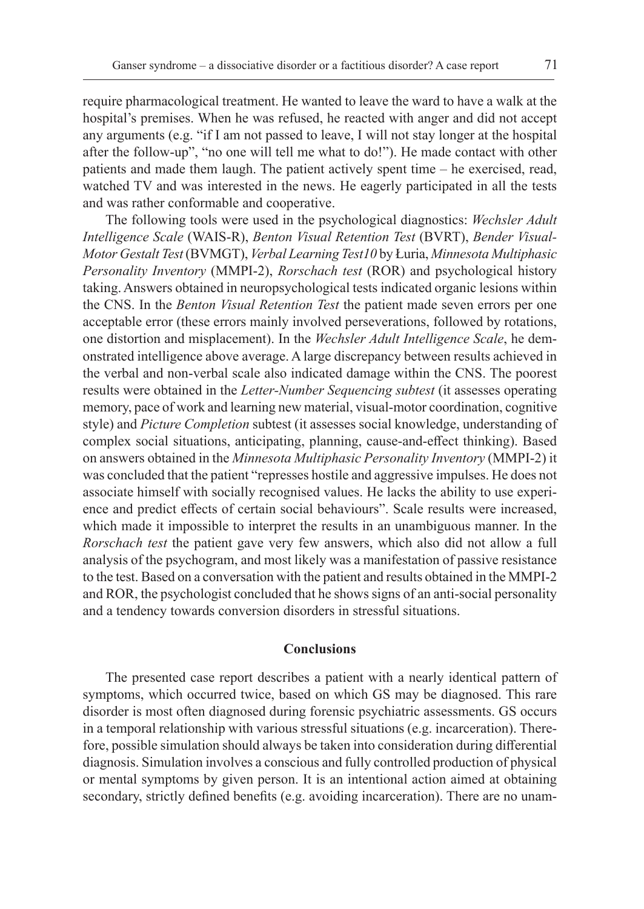require pharmacological treatment. He wanted to leave the ward to have a walk at the hospital's premises. When he was refused, he reacted with anger and did not accept any arguments (e.g. "if I am not passed to leave, I will not stay longer at the hospital after the follow-up", "no one will tell me what to do!"). He made contact with other patients and made them laugh. The patient actively spent time – he exercised, read, watched TV and was interested in the news. He eagerly participated in all the tests and was rather conformable and cooperative.

The following tools were used in the psychological diagnostics: *Wechsler Adult Intelligence Scale* (WAIS-R), *Benton Visual Retention Test* (BVRT), *Bender Visual-Motor Gestalt Test* (BVMGT), *Verbal Learning Test10* by Łuria, *Minnesota Multiphasic Personality Inventory* (MMPI-2), *Rorschach test* (ROR) and psychological history taking. Answers obtained in neuropsychological tests indicated organic lesions within the CNS. In the *Benton Visual Retention Test* the patient made seven errors per one acceptable error (these errors mainly involved perseverations, followed by rotations, one distortion and misplacement). In the *Wechsler Adult Intelligence Scale*, he demonstrated intelligence above average. A large discrepancy between results achieved in the verbal and non-verbal scale also indicated damage within the CNS. The poorest results were obtained in the *Letter-Number Sequencing subtest* (it assesses operating memory, pace of work and learning new material, visual-motor coordination, cognitive style) and *Picture Completion* subtest (it assesses social knowledge, understanding of complex social situations, anticipating, planning, cause-and-effect thinking). Based on answers obtained in the *Minnesota Multiphasic Personality Inventory* (MMPI-2) it was concluded that the patient "represses hostile and aggressive impulses. He does not associate himself with socially recognised values. He lacks the ability to use experience and predict effects of certain social behaviours". Scale results were increased, which made it impossible to interpret the results in an unambiguous manner. In the *Rorschach test* the patient gave very few answers, which also did not allow a full analysis of the psychogram, and most likely was a manifestation of passive resistance to the test. Based on a conversation with the patient and results obtained in the MMPI-2 and ROR, the psychologist concluded that he shows signs of an anti-social personality and a tendency towards conversion disorders in stressful situations.

## Conclusions

The presented case report describes a patient with a nearly identical pattern of symptoms, which occurred twice, based on which GS may be diagnosed. This rare disorder is most often diagnosed during forensic psychiatric assessments. GS occurs in a temporal relationship with various stressful situations (e.g. incarceration). Therefore, possible simulation should always be taken into consideration during differential diagnosis. Simulation involves a conscious and fully controlled production of physical or mental symptoms by given person. It is an intentional action aimed at obtaining secondary, strictly defined benefits (e.g. avoiding incarceration). There are no unam-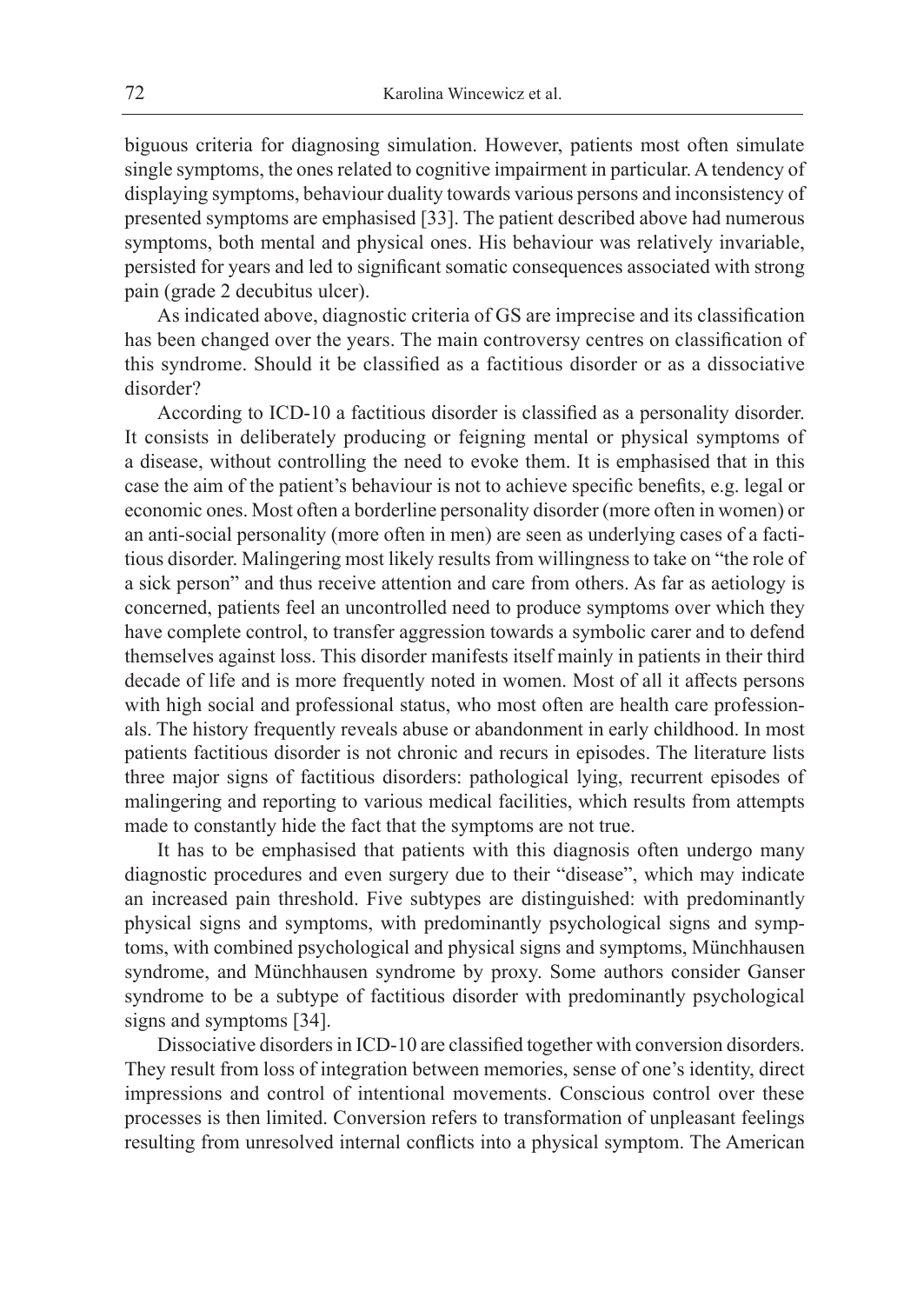biguous criteria for diagnosing simulation. However, patients most often simulate single symptoms, the ones related to cognitive impairment in particular. A tendency of displaying symptoms, behaviour duality towards various persons and inconsistency of presented symptoms are emphasised [33]. The patient described above had numerous symptoms, both mental and physical ones. His behaviour was relatively invariable, persisted for years and led to significant somatic consequences associated with strong pain (grade 2 decubitus ulcer).

As indicated above, diagnostic criteria of GS are imprecise and its classification has been changed over the years. The main controversy centres on classification of this syndrome. Should it be classified as a factitious disorder or as a dissociative disorder?

According to ICD-10 a factitious disorder is classified as a personality disorder. It consists in deliberately producing or feigning mental or physical symptoms of a disease, without controlling the need to evoke them. It is emphasised that in this case the aim of the patient's behaviour is not to achieve specific benefits, e.g. legal or economic ones. Most often a borderline personality disorder (more often in women) or an anti-social personality (more often in men) are seen as underlying cases of a factitious disorder. Malingering most likely results from willingness to take on "the role of a sick person" and thus receive attention and care from others. As far as aetiology is concerned, patients feel an uncontrolled need to produce symptoms over which they have complete control, to transfer aggression towards a symbolic carer and to defend themselves against loss. This disorder manifests itself mainly in patients in their third decade of life and is more frequently noted in women. Most of all it affects persons with high social and professional status, who most often are health care professionals. The history frequently reveals abuse or abandonment in early childhood. In most patients factitious disorder is not chronic and recurs in episodes. The literature lists three major signs of factitious disorders: pathological lying, recurrent episodes of malingering and reporting to various medical facilities, which results from attempts made to constantly hide the fact that the symptoms are not true.

It has to be emphasised that patients with this diagnosis often undergo many diagnostic procedures and even surgery due to their "disease", which may indicate an increased pain threshold. Five subtypes are distinguished: with predominantly physical signs and symptoms, with predominantly psychological signs and symptoms, with combined psychological and physical signs and symptoms, Münchhausen syndrome, and Münchhausen syndrome by proxy. Some authors consider Ganser syndrome to be a subtype of factitious disorder with predominantly psychological signs and symptoms [34].

Dissociative disorders in ICD-10 are classified together with conversion disorders. They result from loss of integration between memories, sense of one's identity, direct impressions and control of intentional movements. Conscious control over these processes is then limited. Conversion refers to transformation of unpleasant feelings resulting from unresolved internal conflicts into a physical symptom. The American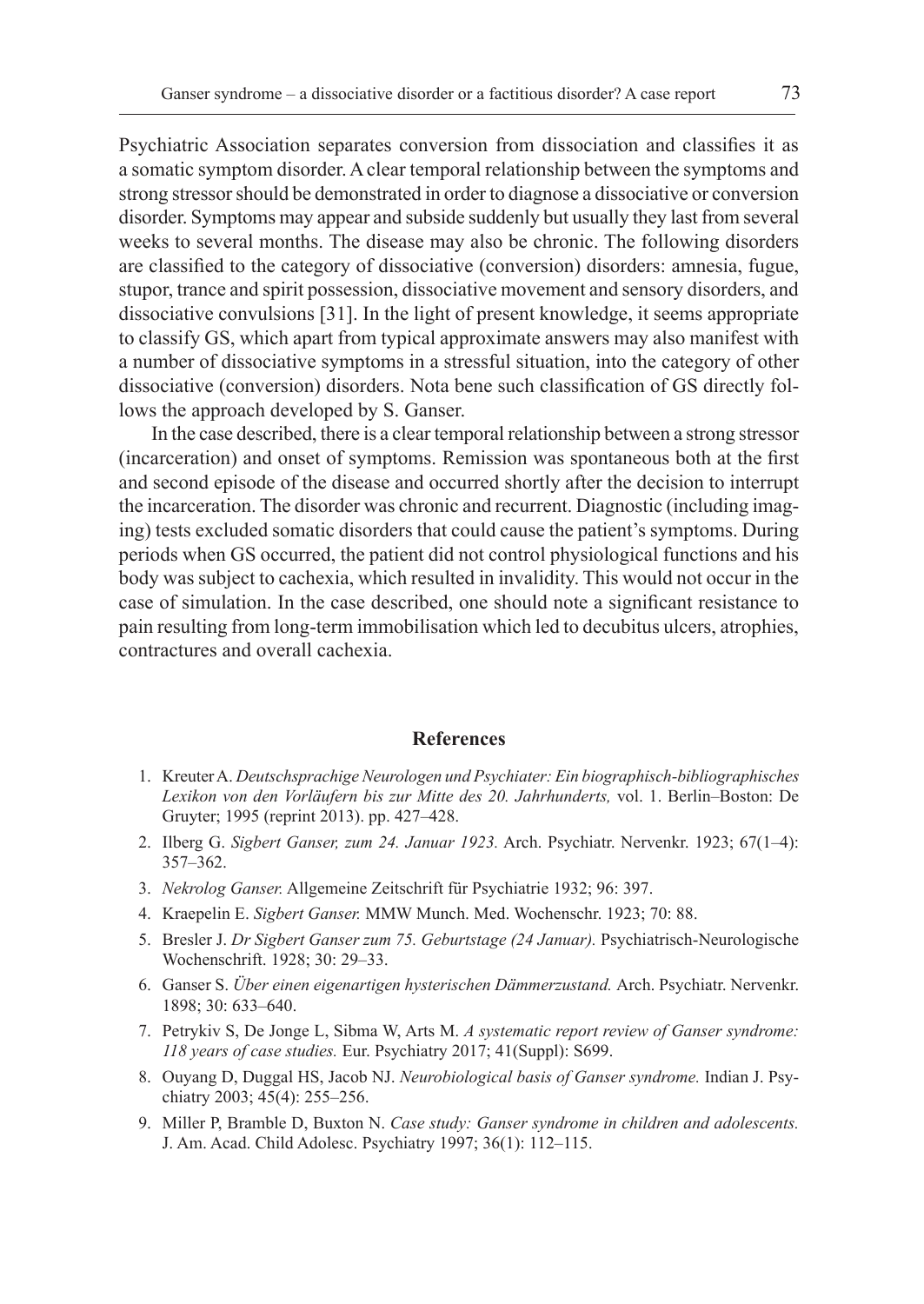Psychiatric Association separates conversion from dissociation and classifies it as a somatic symptom disorder. A clear temporal relationship between the symptoms and strong stressor should be demonstrated in order to diagnose a dissociative or conversion disorder. Symptoms may appear and subside suddenly but usually they last from several weeks to several months. The disease may also be chronic. The following disorders are classified to the category of dissociative (conversion) disorders: amnesia, fugue, stupor, trance and spirit possession, dissociative movement and sensory disorders, and dissociative convulsions [31]. In the light of present knowledge, it seems appropriate to classify GS, which apart from typical approximate answers may also manifest with a number of dissociative symptoms in a stressful situation, into the category of other dissociative (conversion) disorders. Nota bene such classification of GS directly follows the approach developed by S. Ganser.

In the case described, there is a clear temporal relationship between a strong stressor (incarceration) and onset of symptoms. Remission was spontaneous both at the first and second episode of the disease and occurred shortly after the decision to interrupt the incarceration. The disorder was chronic and recurrent. Diagnostic (including imaging) tests excluded somatic disorders that could cause the patient's symptoms. During periods when GS occurred, the patient did not control physiological functions and his body was subject to cachexia, which resulted in invalidity. This would not occur in the case of simulation. In the case described, one should note a significant resistance to pain resulting from long-term immobilisation which led to decubitus ulcers, atrophies, contractures and overall cachexia.

## References

1. Kreuter A. *Deutschsprachige Neurologen und Psychiater: Ein biographisch-bibliographisches Lexikon von den Vorläufern bis zur Mitte des 20. Jahrhunderts,* vol. 1. Berlin–Boston: De Gruyter; 1995 (reprint 2013). pp. 427–428.
2. Ilberg G. *Sigbert Ganser, zum 24. Januar 1923.* Arch. Psychiatr. Nervenkr. 1923; 67(1–4): 357–362.
3. *Nekrolog Ganser.* Allgemeine Zeitschrift für Psychiatrie 1932; 96: 397.
4. Kraepelin E. *Sigbert Ganser.* MMW Munch. Med. Wochenschr. 1923; 70: 88.
5. Bresler J. *Dr Sigbert Ganser zum 75. Geburtstage (24 Januar).* Psychiatrisch-Neurologische Wochenschrift. 1928; 30: 29–33.
6. Ganser S. *Über einen eigenartigen hysterischen Dämmerzustand.* Arch. Psychiatr. Nervenkr. 1898; 30: 633–640.
7. Petrykiv S, De Jonge L, Sibma W, Arts M. *A systematic report review of Ganser syndrome: 118 years of case studies.* Eur. Psychiatry 2017; 41(Suppl): S699.
8. Ouyang D, Duggal HS, Jacob NJ. *Neurobiological basis of Ganser syndrome.* Indian J. Psychiatry 2003; 45(4): 255–256.
9. Miller P, Bramble D, Buxton N. *Case study: Ganser syndrome in children and adolescents.* J. Am. Acad. Child Adolesc. Psychiatry 1997; 36(1): 112–115.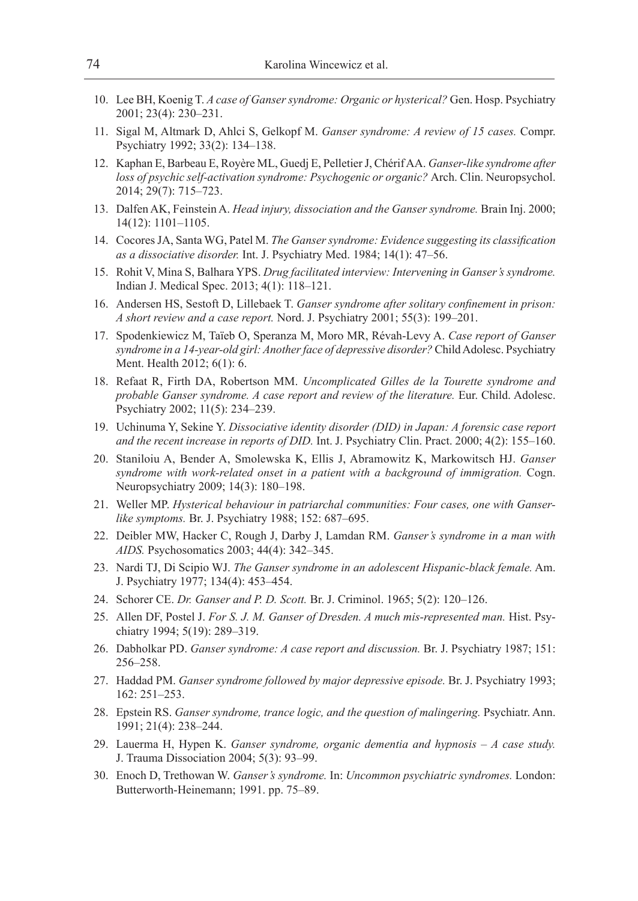10. Lee BH, Koenig T. *A case of Ganser syndrome: Organic or hysterical?* Gen. Hosp. Psychiatry 2001; 23(4): 230–231.
11. Sigal M, Altmark D, Ahlci S, Gelkopf M. *Ganser syndrome: A review of 15 cases.* Compr. Psychiatry 1992; 33(2): 134–138.
12. Kaphan E, Barbeau E, Royère ML, Guedj E, Pelletier J, Chérif AA. *Ganser-like syndrome after loss of psychic self-activation syndrome: Psychogenic or organic?* Arch. Clin. Neuropsychol. 2014; 29(7): 715–723.
13. Dalfen AK, Feinstein A. *Head injury, dissociation and the Ganser syndrome.* Brain Inj. 2000; 14(12): 1101–1105.
14. Cocores JA, Santa WG, Patel M. *The Ganser syndrome: Evidence suggesting its classification as a dissociative disorder.* Int. J. Psychiatry Med. 1984; 14(1): 47–56.
15. Rohit V, Mina S, Balhara YPS. *Drug facilitated interview: Intervening in Ganser's syndrome.* Indian J. Medical Spec. 2013; 4(1): 118–121.
16. Andersen HS, Sestoft D, Lillebaek T. *Ganser syndrome after solitary confinement in prison: A short review and a case report.* Nord. J. Psychiatry 2001; 55(3): 199–201.
17. Spodenkiewicz M, Taïeb O, Speranza M, Moro MR, Révah-Levy A. *Case report of Ganser syndrome in a 14-year-old girl: Another face of depressive disorder?* Child Adolesc. Psychiatry Ment. Health 2012; 6(1): 6.
18. Refaat R, Firth DA, Robertson MM. *Uncomplicated Gilles de la Tourette syndrome and probable Ganser syndrome. A case report and review of the literature.* Eur. Child. Adolesc. Psychiatry 2002; 11(5): 234–239.
19. Uchinuma Y, Sekine Y. *Dissociative identity disorder (DID) in Japan: A forensic case report and the recent increase in reports of DID.* Int. J. Psychiatry Clin. Pract. 2000; 4(2): 155–160.
20. Staniloiu A, Bender A, Smolewska K, Ellis J, Abramowitz K, Markowitsch HJ. *Ganser syndrome with work-related onset in a patient with a background of immigration.* Cogn. Neuropsychiatry 2009; 14(3): 180–198.
21. Weller MP. *Hysterical behaviour in patriarchal communities: Four cases, one with Ganser-like symptoms.* Br. J. Psychiatry 1988; 152: 687–695.
22. Deibler MW, Hacker C, Rough J, Darby J, Lamdan RM. *Ganser's syndrome in a man with AIDS.* Psychosomatics 2003; 44(4): 342–345.
23. Nardi TJ, Di Scipio WJ. *The Ganser syndrome in an adolescent Hispanic-black female.* Am. J. Psychiatry 1977; 134(4): 453–454.
24. Schorer CE. *Dr. Ganser and P. D. Scott.* Br. J. Criminol. 1965; 5(2): 120–126.
25. Allen DF, Postel J. *For S. J. M. Ganser of Dresden. A much mis-represented man.* Hist. Psychiatry 1994; 5(19): 289–319.
26. Dabholkar PD. *Ganser syndrome: A case report and discussion.* Br. J. Psychiatry 1987; 151: 256–258.
27. Haddad PM. *Ganser syndrome followed by major depressive episode.* Br. J. Psychiatry 1993; 162: 251–253.
28. Epstein RS. *Ganser syndrome, trance logic, and the question of malingering.* Psychiatr. Ann. 1991; 21(4): 238–244.
29. Lauerma H, Hypen K. *Ganser syndrome, organic dementia and hypnosis – A case study.* J. Trauma Dissociation 2004; 5(3): 93–99.
30. Enoch D, Trethowan W. *Ganser's syndrome.* In: *Uncommon psychiatric syndromes.* London: Butterworth-Heinemann; 1991. pp. 75–89.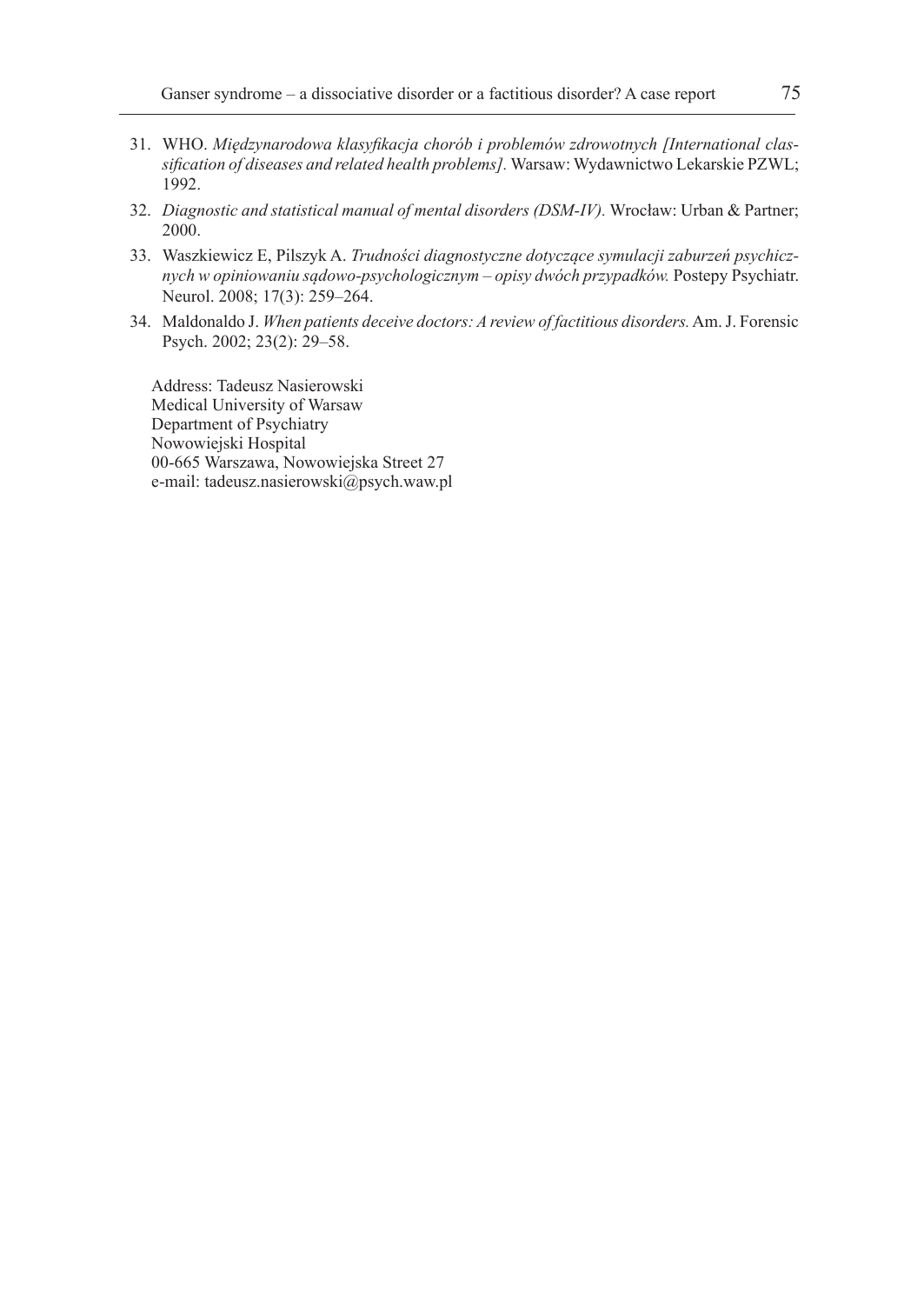31. WHO. *Międzynarodowa klasyfikacja chorób i problemów zdrowotnych [International classification of diseases and related health problems].* Warsaw: Wydawnictwo Lekarskie PZWL; 1992.
32. *Diagnostic and statistical manual of mental disorders (DSM-IV).* Wrocław: Urban & Partner; 2000.
33. Waszkiewicz E, Pilszyk A. *Trudności diagnostyczne dotyczące symulacji zaburzeń psychicznych w opiniowaniu sądowo-psychologicznym – opisy dwóch przypadków.* Postepy Psychiatr. Neurol. 2008; 17(3): 259–264.
34. Maldonaldo J. *When patients deceive doctors: A review of factitious disorders.* Am. J. Forensic Psych. 2002; 23(2): 29–58.

Address: Tadeusz Nasierowski
Medical University of Warsaw
Department of Psychiatry
Nowowiejski Hospital
00-665 Warszawa, Nowowiejska Street 27
e-mail: tadeusz.nasierowski@psych.waw.pl